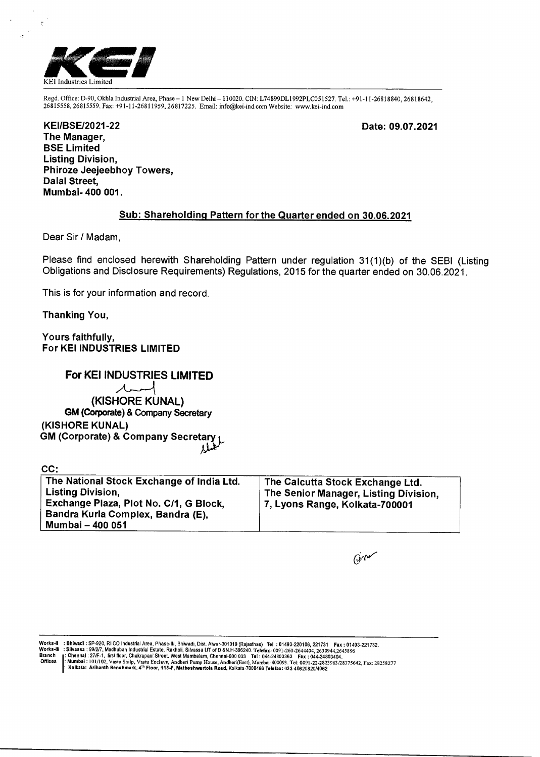KEI Industries Limited

Regd. Office: D-90, Okhla Industrial Area, Phase – 1 New Delhi – 110020. CIN: L74899DL1992PLC051527. Tel.: +91-11-26818840, 26818642, 26815558, 26815559. Fax: +91-11-26811959, 26817225. Email: info@kei-ind.com Website: www.kei-ind.com

**KEI/BSE/2021-22**

**Date: 09.07.2021**

**The Manager,**
**BSE Limited**
**Listing Division,**
**Phiroze Jeejeebhoy Towers,**
**Dalal Street,**
**Mumbai- 400 001.**

**Sub: Shareholding Pattern for the Quarter ended on 30.06.2021**

Dear Sir / Madam,

Please find enclosed herewith Shareholding Pattern under regulation 31(1)(b) of the SEBI (Listing Obligations and Disclosure Requirements) Regulations, 2015 for the quarter ended on 30.06.2021.

This is for your information and record.

**Thanking You,**

**Yours faithfully,**
**For KEI INDUSTRIES LIMITED**

**For KEI INDUSTRIES LIMITED**

**(KISHORE KUNAL)**
**GM (Corporate) & Company Secretary**

**(KISHORE KUNAL)**
**GM (Corporate) & Company Secretary**

CC:

| The National Stock Exchange of India Ltd. Listing Division, Exchange Plaza, Plot No. C/1, G Block, Bandra Kurla Complex, Bandra (E), Mumbai – 400 051 | The Calcutta Stock Exchange Ltd. The Senior Manager, Listing Division, 7, Lyons Range, Kolkata-700001 |
|---|---|

**Works-II** : **Bhiwadi** : SP-920, RIICO Industrial Area, Phase-III, Bhiwadi, Dist. Alwar-301019 (Rajasthan) **Tel** : 01493-220106, 221731 **Fax** : 01493-221732.
**Works-III** : **Silvassa** : 99/2/7, Madhuban Industrial Estate, Rakholi, Silvassa UT of D &N.H-396240. **Telefax**: 0091-260-2644404, 2630944,2645896
**Branch Offices** : **Chennai** : 27/F-1, first floor, Chakrapani Street, West Mambalam, Chennai-600 033 **Tel** : 044-24803363 **Fax** : 044-24803404.
: **Mumbai** : 101/102, Vastu Shilp, Vastu Enclave, Andheri Pump House, Andheri(East), Mumbai-400093. Tel: 0091-22-28239963/28375642, Fax: 28258277
: **Kolkata: Arihanth Benchmark, 4th Floor, 113-F, Matheshwartola Road,** Kolkata-7000466 **Telefax:** 033-40620820/4062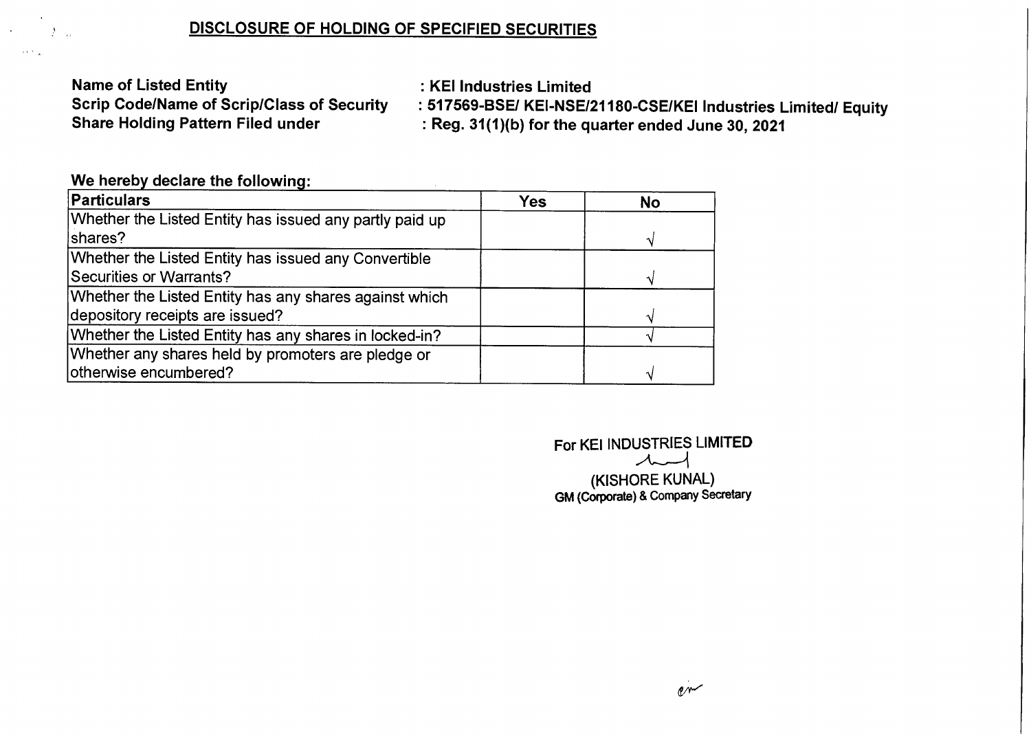## DISCLOSURE OF HOLDING OF SPECIFIED SECURITIES

**Name of Listed Entity** : **KEI Industries Limited**

**Scrip Code/Name of Scrip/Class of Security** : **517569-BSE/ KEI-NSE/21180-CSE/KEI Industries Limited/ Equity**

**Share Holding Pattern Filed under** : **Reg. 31(1)(b) for the quarter ended June 30, 2021**

**We hereby declare the following:**

| Particulars | Yes | No |
|---|---|---|
| Whether the Listed Entity has issued any partly paid up shares? | | √ |
| Whether the Listed Entity has issued any Convertible Securities or Warrants? | | √ |
| Whether the Listed Entity has any shares against which depository receipts are issued? | | √ |
| Whether the Listed Entity has any shares in locked-in? | | √ |
| Whether any shares held by promoters are pledge or otherwise encumbered? | | √ |

For KEI INDUSTRIES LIMITED

(KISHORE KUNAL)
GM (Corporate) & Company Secretary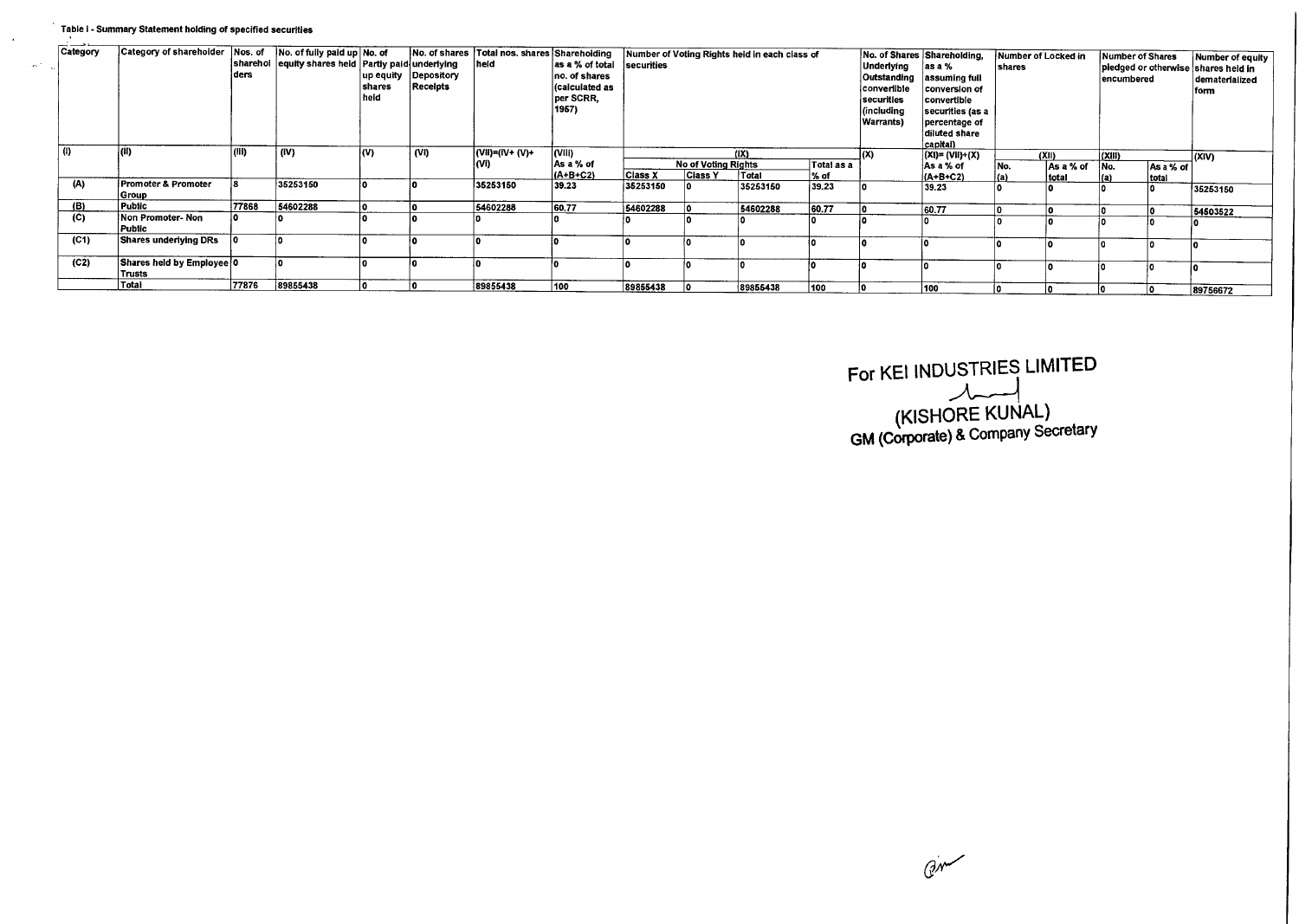Table I - Summary Statement holding of specified securities

| Category | Category of shareholder | Nos. of shareholders | No. of fully paid up equity shares held | No. of Partly paid-up equity shares held | No. of shares underlying Depository Receipts | Total nos. shares held | Shareholding as a % of total no. of shares (calculated as per SCRR, 1957) | Number of Voting Rights held in each class of securities | | | | No. of Shares Underlying Outstanding convertible securities (including Warrants) | Shareholding, as a % assuming full conversion of convertible securities (as a percentage of diluted share capital) | Number of Locked in shares | | Number of Shares pledged or otherwise encumbered | | Number of equity shares held in dematerialized form |
|---|---|---|---|---|---|---|---|---|---|---|---|---|---|---|---|---|---|---|
| (I) | (II) | (III) | (IV) | (V) | (VI) | (VII)=(IV+ (V)+ (VI) | (VIII) As a % of (A+B+C2) | (IX) | | | | (X) | (XI)= (VII)+(X) As a % of (A+B+C2) | (XII) | | (XIII) | | (XIV) |
| | | | | | | | | No of Voting Rights | | | Total as a % of | | | No. (a) | As a % of total | No. (a) | As a % of total | |
| | | | | | | | | Class X | Class Y | Total | | | | | | | | |
| (A) | Promoter & Promoter Group | 8 | 35253150 | 0 | 0 | 35253150 | 39.23 | 35253150 | 0 | 35253150 | 39.23 | 0 | 39.23 | 0 | 0 | 0 | 0 | 35253150 |
| (B) | Public | 77868 | 54602288 | 0 | 0 | 54602288 | 60.77 | 54602288 | 0 | 54602288 | 60.77 | 0 | 60.77 | 0 | 0 | 0 | 0 | 54503522 |
| (C) | Non Promoter- Non Public | 0 | 0 | 0 | 0 | 0 | 0 | 0 | 0 | 0 | 0 | 0 | 0 | 0 | 0 | 0 | 0 | 0 |
| (C1) | Shares underlying DRs | 0 | 0 | 0 | 0 | 0 | 0 | 0 | 0 | 0 | 0 | 0 | 0 | 0 | 0 | 0 | 0 | 0 |
| (C2) | Shares held by Employee Trusts | 0 | 0 | 0 | 0 | 0 | 0 | 0 | 0 | 0 | 0 | 0 | 0 | 0 | 0 | 0 | 0 | 0 |
| | Total | 77876 | 89855438 | 0 | 0 | 89855438 | 100 | 89855438 | 0 | 89855438 | 100 | 0 | 100 | 0 | 0 | 0 | 0 | 89756672 |

For KEI INDUSTRIES LIMITED

(KISHORE KUNAL)
GM (Corporate) & Company Secretary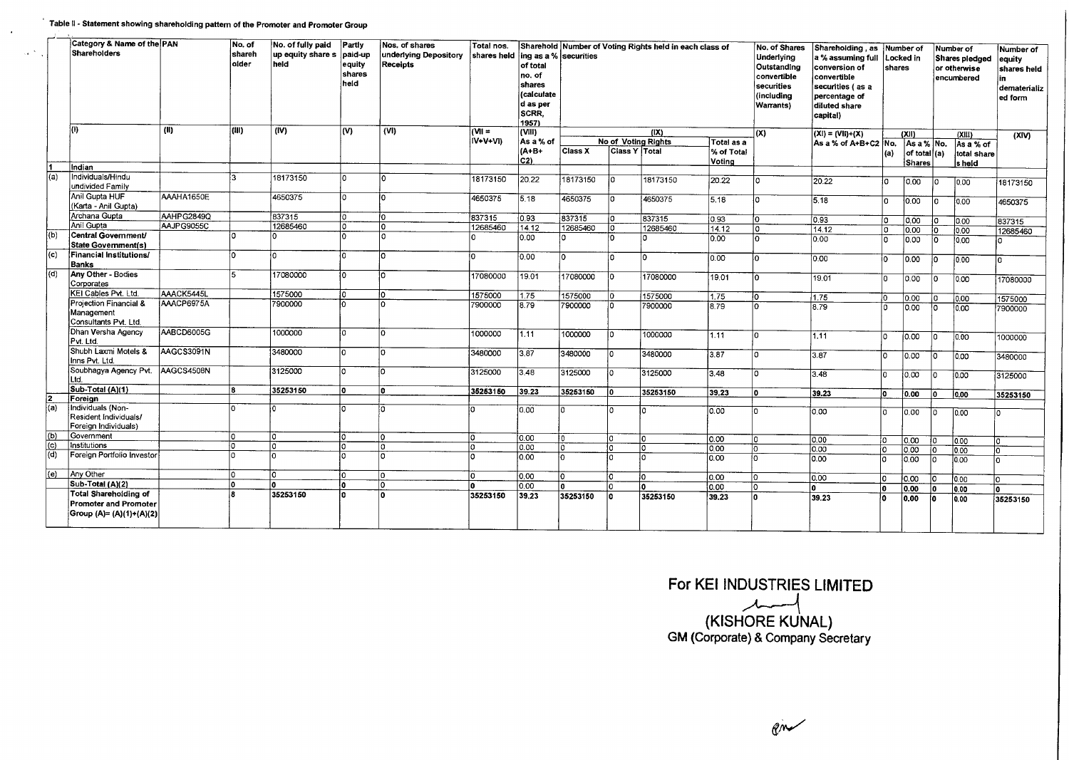**Table II - Statement showing shareholding pattern of the Promoter and Promoter Group**

| | Category & Name of the Shareholders | PAN | No. of shareholder | No. of fully paid up equity shares held | Partly paid-up equity shares held | Nos. of shares underlying Depository Receipts | Total nos. shares held | Shareholding as a % of total no. of shares (calculated as per SCRR, 1957) | Number of Voting Rights held in each class of securities | | | | No. of Shares Underlying Outstanding convertible securities (including Warrants) | Shareholding, as a % assuming full conversion of convertible securities ( as a percentage of diluted share capital) | Number of Locked in shares | | Number of Shares pledged or otherwise encumbered | | Number of equity shares held in dematerialized form |
|---|---|---|---|---|---|---|---|---|---|---|---|---|---|---|---|---|---|---|---|
| | (I) | (II) | (III) | (IV) | (V) | (VI) | (VII = IV+V+VI) | (VIII) As a % of (A+B+C2) | (IX) | | | | (X) | (XI) = (VII)+(X) As a % of A+B+C2 | (XII) | | (XIII) | | (XIV) |
| | | | | | | | | | No of Voting Rights | | | Total as a % of Total Voting | | | No. (a) | As a % of total Shares | No. (a) | As a % of total share s held | |
| | | | | | | | | | Class X | Class Y | Total | | | | | | | | |
| 1 | Indian | | | | | | | | | | | | | | | | | | |
| (a) | Individuals/Hindu undivided Family | | 3 | 18173150 | 0 | 0 | 18173150 | 20.22 | 18173150 | 0 | 18173150 | 20.22 | 0 | 20.22 | 0 | 0.00 | 0 | 0.00 | 18173150 |
| | Anil Gupta HUF (Karta - Anil Gupta) | AAAHA1650E | | 4650375 | 0 | 0 | 4650375 | 5.18 | 4650375 | 0 | 4650375 | 5.18 | 0 | 5.18 | 0 | 0.00 | 0 | 0.00 | 4650375 |
| | Archana Gupta | AAHPG2849Q | | 837315 | 0 | 0 | 837315 | 0.93 | 837315 | 0 | 837315 | 0.93 | 0 | 0.93 | 0 | 0.00 | 0 | 0.00 | 837315 |
| | Anil Gupta | AAJPG9055C | | 12685460 | 0 | 0 | 12685460 | 14.12 | 12685460 | 0 | 12685460 | 14.12 | 0 | 14.12 | 0 | 0.00 | 0 | 0.00 | 12685460 |
| (b) | Central Government/ State Government(s) | | 0 | 0 | 0 | 0 | 0 | 0.00 | 0 | 0 | 0 | 0.00 | 0 | 0.00 | 0 | 0.00 | 0 | 0.00 | 0 |
| (c) | Financial Institutions/ Banks | | 0 | 0 | 0 | 0 | 0 | 0.00 | 0 | 0 | 0 | 0.00 | 0 | 0.00 | 0 | 0.00 | 0 | 0.00 | 0 |
| (d) | Any Other - Bodies Corporates | | 5 | 17080000 | 0 | 0 | 17080000 | 19.01 | 17080000 | 0 | 17080000 | 19.01 | 0 | 19.01 | 0 | 0.00 | 0 | 0.00 | 17080000 |
| | KEI Cables Pvt. Ltd. | AAACK5445L | | 1575000 | 0 | 0 | 1575000 | 1.75 | 1575000 | 0 | 1575000 | 1.75 | 0 | 1.75 | 0 | 0.00 | 0 | 0.00 | 1575000 |
| | Projection Financial & Management Consultants Pvt. Ltd. | AAACP6975A | | 7900000 | 0 | 0 | 7900000 | 8.79 | 7900000 | 0 | 7900000 | 8.79 | 0 | 8.79 | 0 | 0.00 | 0 | 0.00 | 7900000 |
| | Dhan Versha Agency Pvt. Ltd. | AABCD6005G | | 1000000 | 0 | 0 | 1000000 | 1.11 | 1000000 | 0 | 1000000 | 1.11 | 0 | 1.11 | 0 | 0.00 | 0 | 0.00 | 1000000 |
| | Shubh Laxmi Motels & Inns Pvt. Ltd. | AAGCS3091N | | 3480000 | 0 | 0 | 3480000 | 3.87 | 3480000 | 0 | 3480000 | 3.87 | 0 | 3.87 | 0 | 0.00 | 0 | 0.00 | 3480000 |
| | Soubhagya Agency Pvt. Ltd. | AAGCS4508N | | 3125000 | 0 | 0 | 3125000 | 3.48 | 3125000 | 0 | 3125000 | 3.48 | 0 | 3.48 | 0 | 0.00 | 0 | 0.00 | 3125000 |
| | **Sub-Total (A)(1)** | | **8** | **35253150** | **0** | **0** | **35253150** | **39.23** | **35253150** | **0** | **35253150** | **39.23** | **0** | **39.23** | **0** | **0.00** | **0** | **0.00** | **35253150** |
| 2 | **Foreign** | | | | | | | | | | | | | | | | | | |
| (a) | Individuals (Non-Resident Individuals/ Foreign Individuals) | | 0 | 0 | 0 | 0 | 0 | 0.00 | 0 | 0 | 0 | 0.00 | 0 | 0.00 | 0 | 0.00 | 0 | 0.00 | 0 |
| (b) | Government | | 0 | 0 | 0 | 0 | 0 | 0.00 | 0 | 0 | 0 | 0.00 | 0 | 0.00 | 0 | 0.00 | 0 | 0.00 | 0 |
| (c) | Institutions | | 0 | 0 | 0 | 0 | 0 | 0.00 | 0 | 0 | 0 | 0.00 | 0 | 0.00 | 0 | 0.00 | 0 | 0.00 | 0 |
| (d) | Foreign Portfolio Investor | | 0 | 0 | 0 | 0 | 0 | 0.00 | 0 | 0 | 0 | 0.00 | 0 | 0.00 | 0 | 0.00 | 0 | 0.00 | 0 |
| (e) | Any Other | | 0 | 0 | 0 | 0 | 0 | 0.00 | 0 | 0 | 0 | 0.00 | 0 | 0.00 | 0 | 0.00 | 0 | 0.00 | 0 |
| | **Sub-Total (A)(2)** | | **0** | **0** | **0** | 0 | **0** | 0.00 | **0** | 0 | **0** | 0.00 | 0 | **0** | **0** | **0.00** | **0** | 0.00 | **0** |
| | **Total Shareholding of Promoter and Promoter Group (A)= (A)(1)+(A)(2)** | | **8** | **35253150** | **0** | **0** | **35253150** | **39.23** | **35253150** | **0** | **35253150** | **39.23** | **0** | **39.23** | **0** | **0.00** | **0** | **0.00** | **35253150** |

**For KEI INDUSTRIES LIMITED**

**(KISHORE KUNAL)**
**GM (Corporate) & Company Secretary**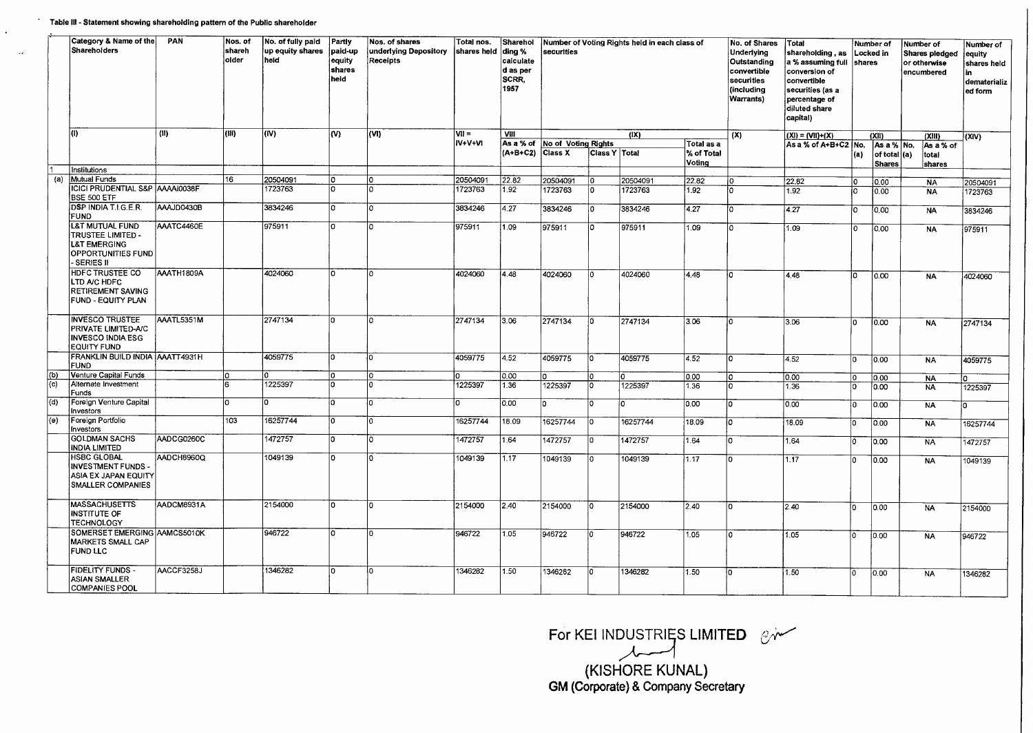**Table III - Statement showing shareholding pattern of the Public shareholder**

| | Category & Name of the Shareholders | PAN | Nos. of shareholder | No. of fully paid up equity shares held | Partly paid-up equity shares held | Nos. of shares underlying Depository Receipts | Total nos. shares held | Shareholding % calculated as per SCRR, 1957 | Number of Voting Rights held in each class of securities | | | | No. of Shares Underlying Outstanding convertible securities (including Warrants) | Total shareholding , as a % assuming full conversion of convertible securities (as a percentage of diluted share capital) | Number of Locked in shares | | Number of Shares pledged or otherwise encumbered | | Number of equity shares held in dematerialized form |
|---|---|---|---|---|---|---|---|---|---|---|---|---|---|---|---|---|---|---|---|
| | (I) | (II) | (III) | (IV) | (V) | (VI) | VII = IV+V+VI | VIII | (IX) | | | | (X) | (XI) = (VII)+(X) | (XII) | | (XIII) | | (XIV) |
| | | | | | | | | As a % of (A+B+C2) | No of Voting Rights | | | Total as a % of Total Voting | | As a % of A+B+C2 | No. (a) | As a % of total Shares | No. (a) | As a % of total shares | |
| | | | | | | | | | Class X | Class Y | Total | | | | | | | | |
| 1 | Institutions | | | | | | | | | | | | | | | | | | |
| (a) | Mutual Funds | | 16 | 20504091 | 0 | 0 | 20504091 | 22.82 | 20504091 | 0 | 20504091 | 22.82 | 0 | 22.82 | 0 | 0.00 | | NA | 20504091 |
| | ICICI PRUDENTIAL S&P BSE 500 ETF | AAAAI0038F | | 1723763 | 0 | 0 | 1723763 | 1.92 | 1723763 | 0 | 1723763 | 1.92 | 0 | 1.92 | 0 | 0.00 | | NA | 1723763 |
| | DSP INDIA T.I.G.E.R. FUND | AAAJD0430B | | 3834246 | 0 | 0 | 3834246 | 4.27 | 3834246 | 0 | 3834246 | 4.27 | 0 | 4.27 | 0 | 0.00 | | NA | 3834246 |
| | L&T MUTUAL FUND TRUSTEE LIMITED - L&T EMERGING OPPORTUNITIES FUND - SERIES II | AAATC4460E | | 975911 | 0 | 0 | 975911 | 1.09 | 975911 | 0 | 975911 | 1.09 | 0 | 1.09 | 0 | 0.00 | | NA | 975911 |
| | HDFC TRUSTEE CO LTD A/C HDFC RETIREMENT SAVING FUND - EQUITY PLAN | AAATH1809A | | 4024060 | 0 | 0 | 4024060 | 4.48 | 4024060 | 0 | 4024060 | 4.48 | 0 | 4.48 | 0 | 0.00 | | NA | 4024060 |
| | INVESCO TRUSTEE PRIVATE LIMITED-A/C INVESCO INDIA ESG EQUITY FUND | AAATL5351M | | 2747134 | 0 | 0 | 2747134 | 3.06 | 2747134 | 0 | 2747134 | 3.06 | 0 | 3.06 | 0 | 0.00 | | NA | 2747134 |
| | FRANKLIN BUILD INDIA FUND | AAATT4931H | | 4059775 | 0 | 0 | 4059775 | 4.52 | 4059775 | 0 | 4059775 | 4.52 | 0 | 4.52 | 0 | 0.00 | | NA | 4059775 |
| (b) | Venture Capital Funds | | 0 | 0 | 0 | 0 | 0 | 0.00 | 0 | 0 | 0 | 0.00 | 0 | 0.00 | 0 | 0.00 | | NA | 0 |
| (c) | Alternate Investment Funds | | 6 | 1225397 | 0 | 0 | 1225397 | 1.36 | 1225397 | 0 | 1225397 | 1.36 | 0 | 1.36 | 0 | 0.00 | | NA | 1225397 |
| (d) | Foreign Venture Capital Investors | | 0 | 0 | 0 | 0 | 0 | 0.00 | 0 | 0 | 0 | 0.00 | 0 | 0.00 | 0 | 0.00 | | NA | 0 |
| (e) | Foreign Portfolio Investors | | 103 | 16257744 | 0 | 0 | 16257744 | 18.09 | 16257744 | 0 | 16257744 | 18.09 | 0 | 18.09 | 0 | 0.00 | | NA | 16257744 |
| | GOLDMAN SACHS INDIA LIMITED | AADCG0260C | | 1472757 | 0 | 0 | 1472757 | 1.64 | 1472757 | 0 | 1472757 | 1.64 | 0 | 1.64 | 0 | 0.00 | | NA | 1472757 |
| | HSBC GLOBAL INVESTMENT FUNDS - ASIA EX JAPAN EQUITY SMALLER COMPANIES | AADCH8960Q | | 1049139 | 0 | 0 | 1049139 | 1.17 | 1049139 | 0 | 1049139 | 1.17 | 0 | 1.17 | 0 | 0.00 | | NA | 1049139 |
| | MASSACHUSETTS INSTITUTE OF TECHNOLOGY | AADCM8931A | | 2154000 | 0 | 0 | 2154000 | 2.40 | 2154000 | 0 | 2154000 | 2.40 | 0 | 2.40 | 0 | 0.00 | | NA | 2154000 |
| | SOMERSET EMERGING MARKETS SMALL CAP FUND LLC | AAMCS5010K | | 946722 | 0 | 0 | 946722 | 1.05 | 946722 | 0 | 946722 | 1.05 | 0 | 1.05 | 0 | 0.00 | | NA | 946722 |
| | FIDELITY FUNDS - ASIAN SMALLER COMPANIES POOL | AACCF3258J | | 1346282 | 0 | 0 | 1346282 | 1.50 | 1346282 | 0 | 1346282 | 1.50 | 0 | 1.50 | 0 | 0.00 | | NA | 1346282 |

For KEI INDUSTRIES LIMITED

(KISHORE KUNAL)
GM (Corporate) & Company Secretary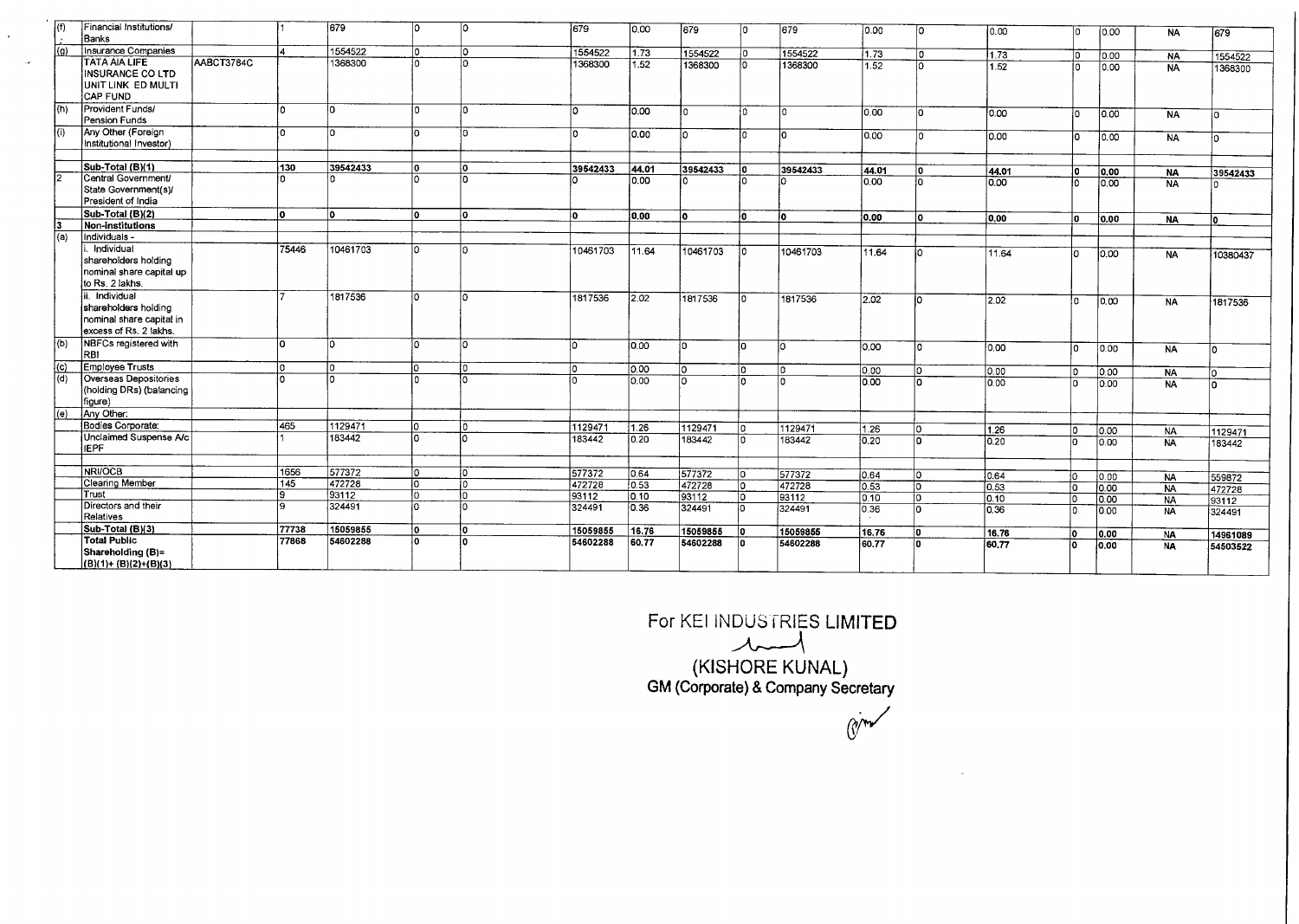| (f) | Financial Institutions/ Banks | | 1 | 679 | 0 | 0 | 679 | 0.00 | 679 | 0 | 679 | 0.00 | 0 | 0.00 | 0 | 0.00 | NA | 679 |
|---|---|---|---|---|---|---|---|---|---|---|---|---|---|---|---|---|---|---|
| (g) | Insurance Companies | | 4 | 1554522 | 0 | 0 | 1554522 | 1.73 | 1554522 | 0 | 1554522 | 1.73 | 0 | 1.73 | 0 | 0.00 | NA | 1554522 |
| | TATA AIA LIFE INSURANCE CO LTD UNIT LINK ED MULTI CAP FUND | AABCT3784C | | 1368300 | 0 | 0 | 1368300 | 1.52 | 1368300 | 0 | 1368300 | 1.52 | 0 | 1.52 | 0 | 0.00 | NA | 1368300 |
| (h) | Provident Funds/ Pension Funds | | 0 | 0 | 0 | 0 | 0 | 0.00 | 0 | 0 | 0 | 0.00 | 0 | 0.00 | 0 | 0.00 | NA | 0 |
| (i) | Any Other (Foreign Institutional Investor) | | 0 | 0 | 0 | 0 | 0 | 0.00 | 0 | 0 | 0 | 0.00 | 0 | 0.00 | 0 | 0.00 | NA | 0 |
| | | | | | | | | | | | | | | | | | | |
| | **Sub-Total (B)(1)** | | **130** | **39542433** | **0** | **0** | **39542433** | **44.01** | **39542433** | **0** | **39542433** | **44.01** | **0** | **44.01** | **0** | **0.00** | **NA** | **39542433** |
| 2 | Central Government/ State Government(s)/ President of India | | 0 | 0 | 0 | 0 | 0 | 0.00 | 0 | 0 | 0 | 0.00 | 0 | 0.00 | 0 | 0.00 | NA | 0 |
| | **Sub-Total (B)(2)** | | **0** | **0** | **0** | **0** | **0** | **0.00** | **0** | **0** | **0** | **0.00** | **0** | **0.00** | **0** | **0.00** | **NA** | **0** |
| **3** | **Non-Institutions** | | | | | | | | | | | | | | | | | |
| (a) | Individuals - | | | | | | | | | | | | | | | | | |
| | i. Individual shareholders holding nominal share capital up to Rs. 2 lakhs. | | 75446 | 10461703 | 0 | 0 | 10461703 | 11.64 | 10461703 | 0 | 10461703 | 11.64 | 0 | 11.64 | 0 | 0.00 | NA | 10380437 |
| | ii. Individual shareholders holding nominal share capital in excess of Rs. 2 lakhs. | | 7 | 1817536 | 0 | 0 | 1817536 | 2.02 | 1817536 | 0 | 1817536 | 2.02 | 0 | 2.02 | 0 | 0.00 | NA | 1817536 |
| (b) | NBFCs registered with RBI | | 0 | 0 | 0 | 0 | 0 | 0.00 | 0 | 0 | 0 | 0.00 | 0 | 0.00 | 0 | 0.00 | NA | 0 |
| (c) | Employee Trusts | | 0 | 0 | 0 | 0 | 0 | 0.00 | 0 | 0 | 0 | 0.00 | 0 | 0.00 | 0 | 0.00 | NA | 0 |
| (d) | Overseas Depositories (holding DRs) (balancing figure) | | 0 | 0 | 0 | 0 | 0 | 0.00 | 0 | 0 | 0 | 0.00 | 0 | 0.00 | 0 | 0.00 | NA | 0 |
| (e) | Any Other: | | | | | | | | | | | | | | | | | |
| | Bodies Corporate: | | 465 | 1129471 | 0 | 0 | 1129471 | 1.26 | 1129471 | 0 | 1129471 | 1.26 | 0 | 1.26 | 0 | 0.00 | NA | 1129471 |
| | Unclaimed Suspense A/c IEPF | | 1 | 183442 | 0 | 0 | 183442 | 0.20 | 183442 | 0 | 183442 | 0.20 | 0 | 0.20 | 0 | 0.00 | NA | 183442 |
| | | | | | | | | | | | | | | | | | | |
| | NRI/OCB | | 1656 | 577372 | 0 | 0 | 577372 | 0.64 | 577372 | 0 | 577372 | 0.64 | 0 | 0.64 | 0 | 0.00 | NA | 559872 |
| | Clearing Member | | 145 | 472728 | 0 | 0 | 472728 | 0.53 | 472728 | 0 | 472728 | 0.53 | 0 | 0.53 | 0 | 0.00 | NA | 472728 |
| | Trust | | 9 | 93112 | 0 | 0 | 93112 | 0.10 | 93112 | 0 | 93112 | 0.10 | 0 | 0.10 | 0 | 0.00 | NA | 93112 |
| | Directors and their Relatives | | 9 | 324491 | 0 | 0 | 324491 | 0.36 | 324491 | 0 | 324491 | 0.36 | 0 | 0.36 | 0 | 0.00 | NA | 324491 |
| | **Sub-Total (B)(3)** | | **77738** | **15059855** | **0** | **0** | **15059855** | **16.76** | **15059855** | **0** | **15059855** | **16.76** | **0** | **16.76** | **0** | **0.00** | **NA** | **14961089** |
| | **Total Public Shareholding (B)= (B)(1)+ (B)(2)+(B)(3)** | | **77868** | **54602288** | **0** | **0** | **54602288** | **60.77** | **54602288** | **0** | **54602288** | **60.77** | **0** | **60.77** | **0** | **0.00** | **NA** | **54503522** |

For KEI INDUSTRIES LIMITED

(KISHORE KUNAL)
GM (Corporate) & Company Secretary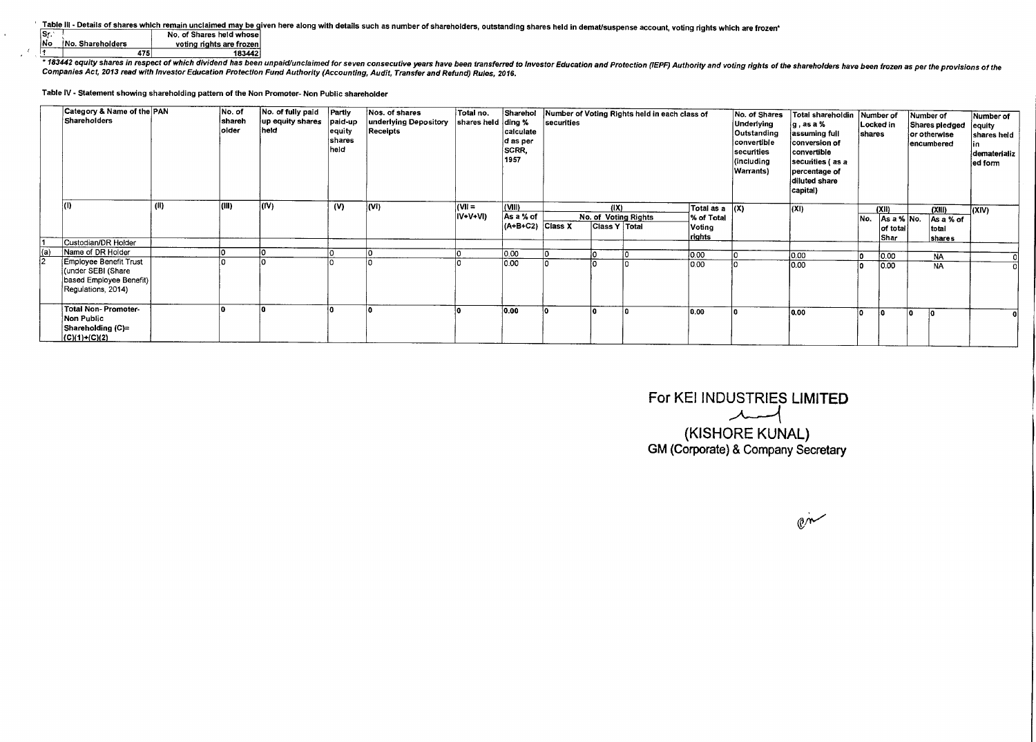Table III - Details of shares which remain unclaimed may be given here along with details such as number of shareholders, outstanding shares held in demat/suspense account, voting rights which are frozen*

| Sr. No | No. Shareholders | No. of Shares held whose voting rights are frozen |
|---|---|---|
| 1 | 475 | 183442 |

*\* 183442 equity shares in respect of which dividend has been unpaid/unclaimed for seven consecutive years have been transferred to Investor Education and Protection (IEPF) Authority and voting rights of the shareholders have been frozen as per the provisions of the Companies Act, 2013 read with Investor Education Protection Fund Authority (Accounting, Audit, Transfer and Refund) Rules, 2016.*

Table IV - Statement showing shareholding pattern of the Non Promoter- Non Public shareholder

| | Category & Name of the Shareholders | PAN | No. of shareholder | No. of fully paid up equity shares held | Partly paid-up equity shares held | Nos. of shares underlying Depository Receipts | Total no. shares held | Shareholding % calculated as per SCRR, 1957 | Number of Voting Rights held in each class of securities | | | | No. of Shares Underlying Outstanding convertible securities (including Warrants) | Total shareholding, as a % assuming full conversion of convertible securities ( as a percentage of diluted share capital) | Number of Locked in shares | | Number of Shares pledged or otherwise encumbered | | Number of equity shares held in dematerialized form |
|---|---|---|---|---|---|---|---|---|---|---|---|---|---|---|---|---|---|---|---|
| | (I) | (II) | (III) | (IV) | (V) | (VI) | (VII = IV+V+VI) | (VIII) As a % of (A+B+C2) | (IX) No. of Voting Rights | | | Total as a % of Total Voting rights | (X) | (XI) | (XII) | | (XIII) | | (XIV) |
| | | | | | | | | | Class X | Class Y | Total | | | | No. | As a % of total Shar | No. | As a % of total shares | |
| 1 | Custodian/DR Holder | | | | | | | | | | | | | | | | | | |
| (a) | Name of DR Holder | | 0 | 0 | 0 | 0 | 0 | 0.00 | 0 | 0 | 0 | 0.00 | 0 | 0.00 | 0 | 0.00 | | NA | 0 |
| 2 | Employee Benefit Trust (under SEBI (Share based Employee Benefit) Regulations, 2014) | | 0 | 0 | 0 | 0 | 0 | 0.00 | 0 | 0 | 0 | 0.00 | 0 | 0.00 | 0 | 0.00 | | NA | 0 |
| | **Total Non- Promoter- Non Public Shareholding (C)= (C)(1)+(C)(2)** | | 0 | 0 | 0 | 0 | 0 | 0.00 | 0 | 0 | 0 | 0.00 | 0 | 0.00 | 0 | 0 | 0 | 0 | 0 |

For KEI INDUSTRIES LIMITED

(KISHORE KUNAL)
GM (Corporate) & Company Secretary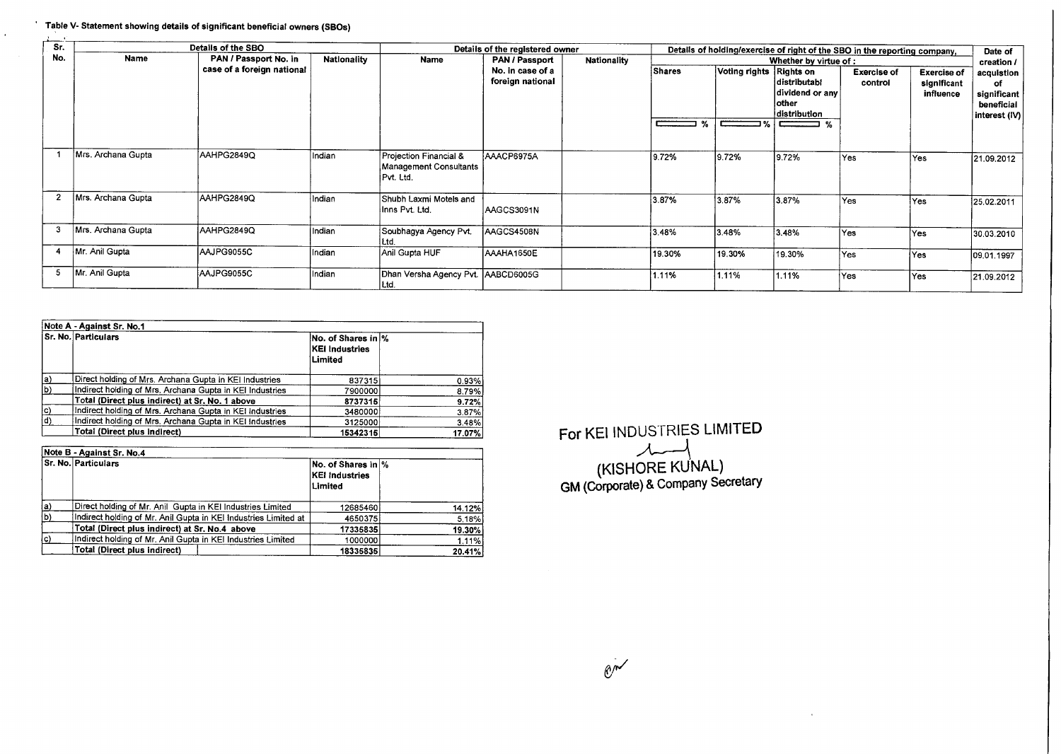**Table V- Statement showing details of significant beneficial owners (SBOs)**

| Sr. No. | Details of the SBO | | | Details of the registered owner | | | Details of holding/exercise of right of the SBO in the reporting company, whether by virtue of : | | | | | Date of creation / acquistion of significant beneficial interest (IV) |
|---|---|---|---|---|---|---|---|---|---|---|---|---|
| | Name | PAN / Passport No. in case of a foreign national | Nationality | Name | PAN / Passport No. in case of a foreign national | Nationality | Shares % | Voting rights % | Rights on distributabl dividend or any other distribution % | Exercise of control | Exercise of significant influence | |
| 1 | Mrs. Archana Gupta | AAHPG2849Q | Indian | Projection Financial & Management Consultants Pvt. Ltd. | AAACP6975A | | 9.72% | 9.72% | 9.72% | Yes | Yes | 21.09.2012 |
| 2 | Mrs. Archana Gupta | AAHPG2849Q | Indian | Shubh Laxmi Motels and Inns Pvt. Ltd. | AAGCS3091N | | 3.87% | 3.87% | 3.87% | Yes | Yes | 25.02.2011 |
| 3 | Mrs. Archana Gupta | AAHPG2849Q | Indian | Soubhagya Agency Pvt. Ltd. | AAGCS4508N | | 3.48% | 3.48% | 3.48% | Yes | Yes | 30.03.2010 |
| 4 | Mr. Anil Gupta | AAJPG9055C | Indian | Anil Gupta HUF | AAAHA1650E | | 19.30% | 19.30% | 19.30% | Yes | Yes | 09.01.1997 |
| 5 | Mr. Anil Gupta | AAJPG9055C | Indian | Dhan Versha Agency Pvt. Ltd. | AABCD6005G | | 1.11% | 1.11% | 1.11% | Yes | Yes | 21.09.2012 |

| Note A - Against Sr. No.1 | | | |
|---|---|---|---|
| Sr. No. | Particulars | No. of Shares in KEI Industries Limited | % |
| a) | Direct holding of Mrs. Archana Gupta in KEI Industries | 837315 | 0.93% |
| b) | Indirect holding of Mrs. Archana Gupta in KEI Industries | 7900000 | 8.79% |
| | **Total (Direct plus indirect) at Sr. No. 1 above** | **8737315** | **9.72%** |
| c) | Indirect holding of Mrs. Archana Gupta in KEI Industries | 3480000 | 3.87% |
| d) | Indirect holding of Mrs. Archana Gupta in KEI Industries | 3125000 | 3.48% |
| | **Total (Direct plus indirect)** | **15342315** | **17.07%** |

| Note B - Against Sr. No.4 | | | |
|---|---|---|---|
| Sr. No. | Particulars | No. of Shares in KEI Industries Limited | % |
| a) | Direct holding of Mr. Anil Gupta in KEI Industries Limited | 12685460 | 14.12% |
| b) | Indirect holding of Mr. Anil Gupta in KEI Industries Limited at | 4650375 | 5.18% |
| | **Total (Direct plus indirect) at Sr. No.4 above** | **17335835** | **19.30%** |
| c) | Indirect holding of Mr. Anil Gupta in KEI Industries Limited | 1000000 | 1.11% |
| | **Total (Direct plus indirect)** | **18335835** | **20.41%** |

For KEI INDUSTRIES LIMITED

(KISHORE KUNAL)
GM (Corporate) & Company Secretary